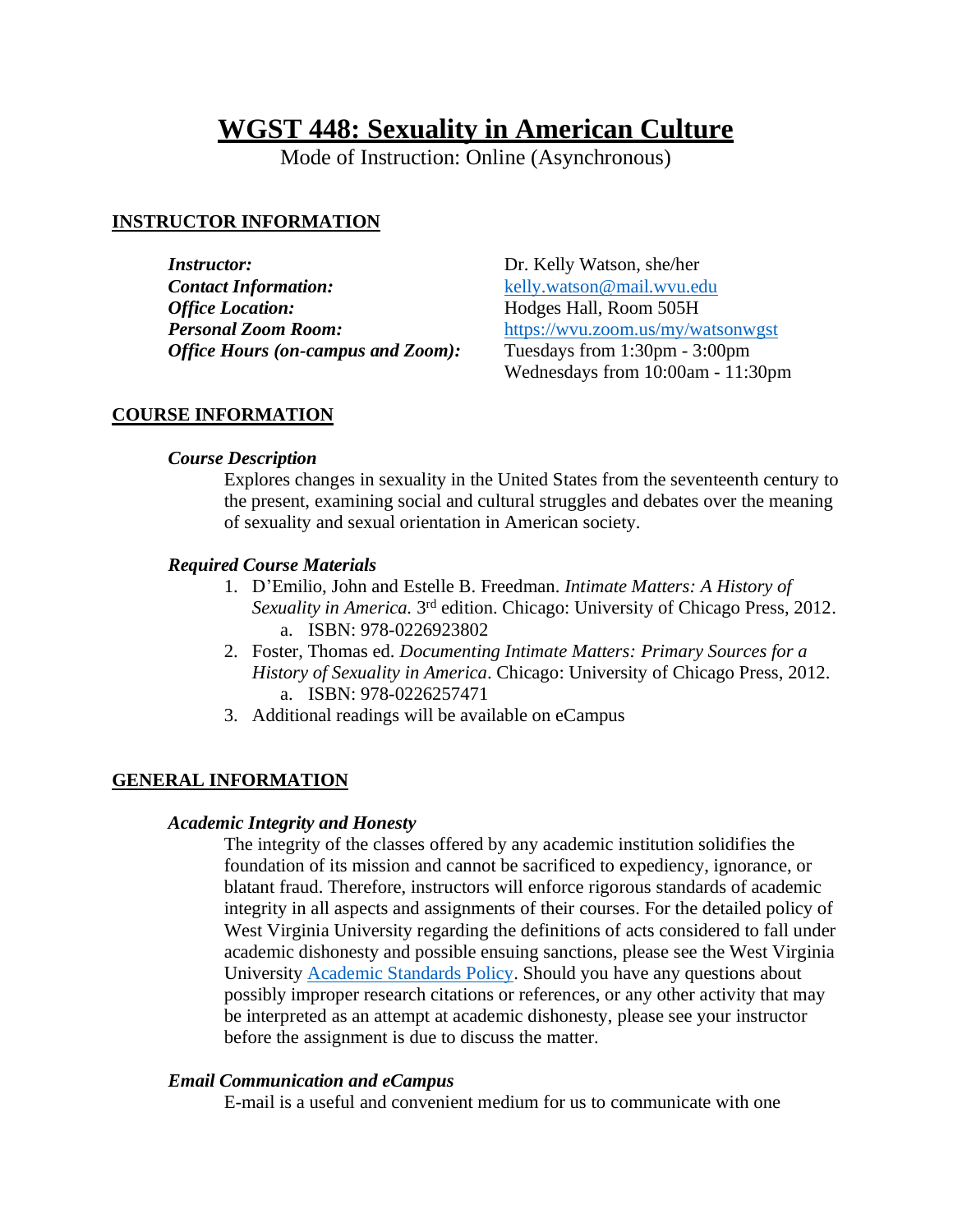# WGST 448: Sexuality in American Culture

Mode of Instruction: Online (Asynchronous)

## INSTRUCTOR INFORMATION

***Instructor:*** Dr. Kelly Watson, she/her
***Contact Information:*** [kelly.watson@mail.wvu.edu](mailto:kelly.watson@mail.wvu.edu)
***Office Location:*** Hodges Hall, Room 505H
***Personal Zoom Room:*** [https://wvu.zoom.us/my/watsonwgst](https://wvu.zoom.us/my/watsonwgst)
***Office Hours (on-campus and Zoom):*** Tuesdays from 1:30pm - 3:00pm
Wednesdays from 10:00am - 11:30pm

## COURSE INFORMATION

### *Course Description*

Explores changes in sexuality in the United States from the seventeenth century to the present, examining social and cultural struggles and debates over the meaning of sexuality and sexual orientation in American society.

### *Required Course Materials*

1. D'Emilio, John and Estelle B. Freedman. *Intimate Matters: A History of Sexuality in America.* 3rd edition. Chicago: University of Chicago Press, 2012.
   a. ISBN: 978-0226923802
2. Foster, Thomas ed. *Documenting Intimate Matters: Primary Sources for a History of Sexuality in America*. Chicago: University of Chicago Press, 2012.
   a. ISBN: 978-0226257471
3. Additional readings will be available on eCampus

## GENERAL INFORMATION

### *Academic Integrity and Honesty*

The integrity of the classes offered by any academic institution solidifies the foundation of its mission and cannot be sacrificed to expediency, ignorance, or blatant fraud. Therefore, instructors will enforce rigorous standards of academic integrity in all aspects and assignments of their courses. For the detailed policy of West Virginia University regarding the definitions of acts considered to fall under academic dishonesty and possible ensuing sanctions, please see the West Virginia University Academic Standards Policy. Should you have any questions about possibly improper research citations or references, or any other activity that may be interpreted as an attempt at academic dishonesty, please see your instructor before the assignment is due to discuss the matter.

### *Email Communication and eCampus*

E-mail is a useful and convenient medium for us to communicate with one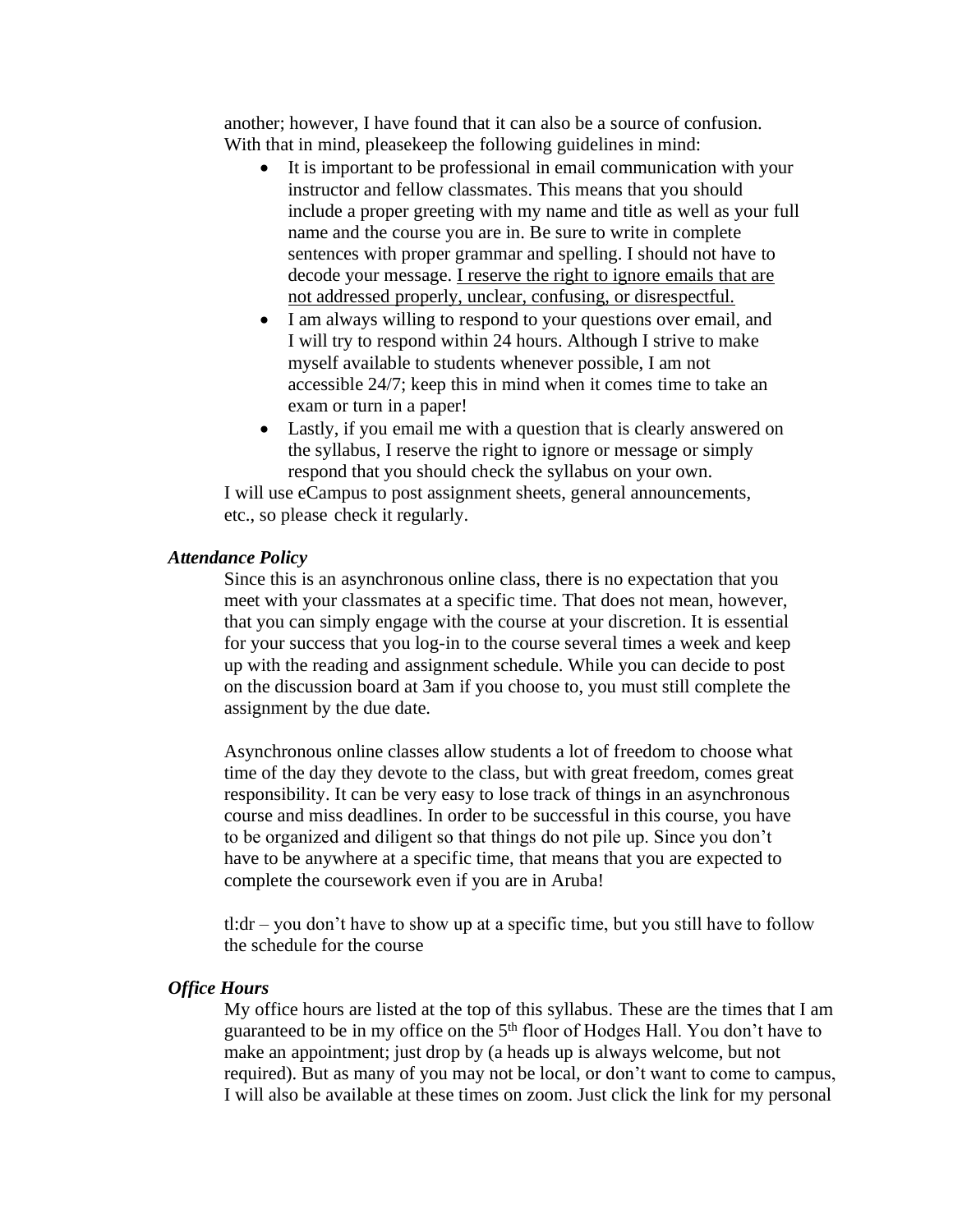another; however, I have found that it can also be a source of confusion. With that in mind, pleasekeep the following guidelines in mind:

- It is important to be professional in email communication with your instructor and fellow classmates. This means that you should include a proper greeting with my name and title as well as your full name and the course you are in. Be sure to write in complete sentences with proper grammar and spelling. I should not have to decode your message. <u>I reserve the right to ignore emails that are not addressed properly, unclear, confusing, or disrespectful.</u>
- I am always willing to respond to your questions over email, and I will try to respond within 24 hours. Although I strive to make myself available to students whenever possible, I am not accessible 24/7; keep this in mind when it comes time to take an exam or turn in a paper!
- Lastly, if you email me with a question that is clearly answered on the syllabus, I reserve the right to ignore or message or simply respond that you should check the syllabus on your own.

I will use eCampus to post assignment sheets, general announcements, etc., so please check it regularly.

### *Attendance Policy*

Since this is an asynchronous online class, there is no expectation that you meet with your classmates at a specific time. That does not mean, however, that you can simply engage with the course at your discretion. It is essential for your success that you log-in to the course several times a week and keep up with the reading and assignment schedule. While you can decide to post on the discussion board at 3am if you choose to, you must still complete the assignment by the due date.

Asynchronous online classes allow students a lot of freedom to choose what time of the day they devote to the class, but with great freedom, comes great responsibility. It can be very easy to lose track of things in an asynchronous course and miss deadlines. In order to be successful in this course, you have to be organized and diligent so that things do not pile up. Since you don't have to be anywhere at a specific time, that means that you are expected to complete the coursework even if you are in Aruba!

tl:dr – you don't have to show up at a specific time, but you still have to follow the schedule for the course

### *Office Hours*

My office hours are listed at the top of this syllabus. These are the times that I am guaranteed to be in my office on the 5th floor of Hodges Hall. You don't have to make an appointment; just drop by (a heads up is always welcome, but not required). But as many of you may not be local, or don't want to come to campus, I will also be available at these times on zoom. Just click the link for my personal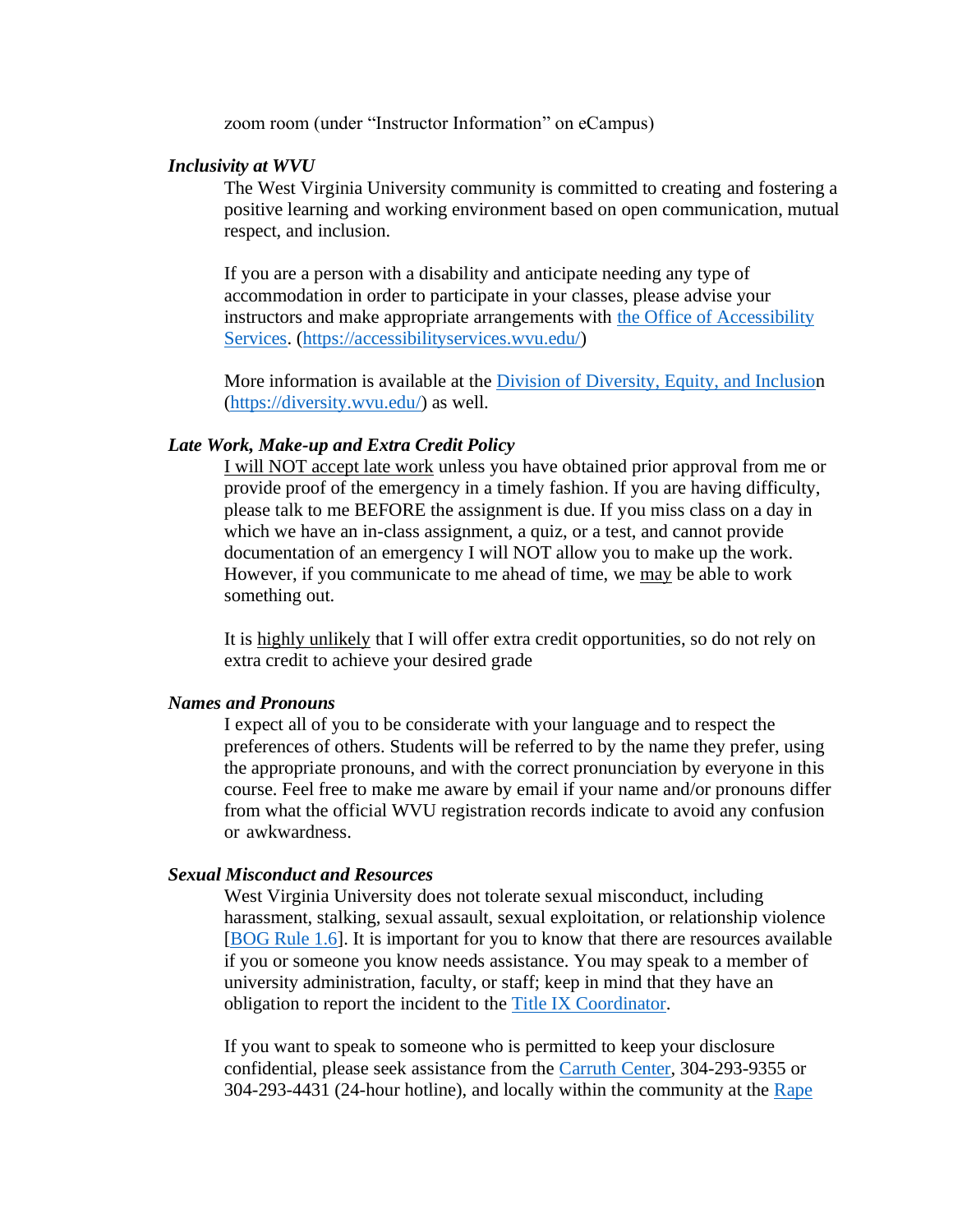zoom room (under "Instructor Information" on eCampus)

***Inclusivity at WVU***

The West Virginia University community is committed to creating and fostering a positive learning and working environment based on open communication, mutual respect, and inclusion.

If you are a person with a disability and anticipate needing any type of accommodation in order to participate in your classes, please advise your instructors and make appropriate arrangements with the Office of Accessibility Services. (https://accessibilityservices.wvu.edu/)

More information is available at the Division of Diversity, Equity, and Inclusion (https://diversity.wvu.edu/) as well.

***Late Work, Make-up and Extra Credit Policy***

I will NOT accept late work unless you have obtained prior approval from me or provide proof of the emergency in a timely fashion. If you are having difficulty, please talk to me BEFORE the assignment is due. If you miss class on a day in which we have an in-class assignment, a quiz, or a test, and cannot provide documentation of an emergency I will NOT allow you to make up the work. However, if you communicate to me ahead of time, we may be able to work something out.

It is highly unlikely that I will offer extra credit opportunities, so do not rely on extra credit to achieve your desired grade

***Names and Pronouns***

I expect all of you to be considerate with your language and to respect the preferences of others. Students will be referred to by the name they prefer, using the appropriate pronouns, and with the correct pronunciation by everyone in this course. Feel free to make me aware by email if your name and/or pronouns differ from what the official WVU registration records indicate to avoid any confusion or awkwardness.

***Sexual Misconduct and Resources***

West Virginia University does not tolerate sexual misconduct, including harassment, stalking, sexual assault, sexual exploitation, or relationship violence [BOG Rule 1.6]. It is important for you to know that there are resources available if you or someone you know needs assistance. You may speak to a member of university administration, faculty, or staff; keep in mind that they have an obligation to report the incident to the Title IX Coordinator.

If you want to speak to someone who is permitted to keep your disclosure confidential, please seek assistance from the Carruth Center, 304-293-9355 or 304-293-4431 (24-hour hotline), and locally within the community at the Rape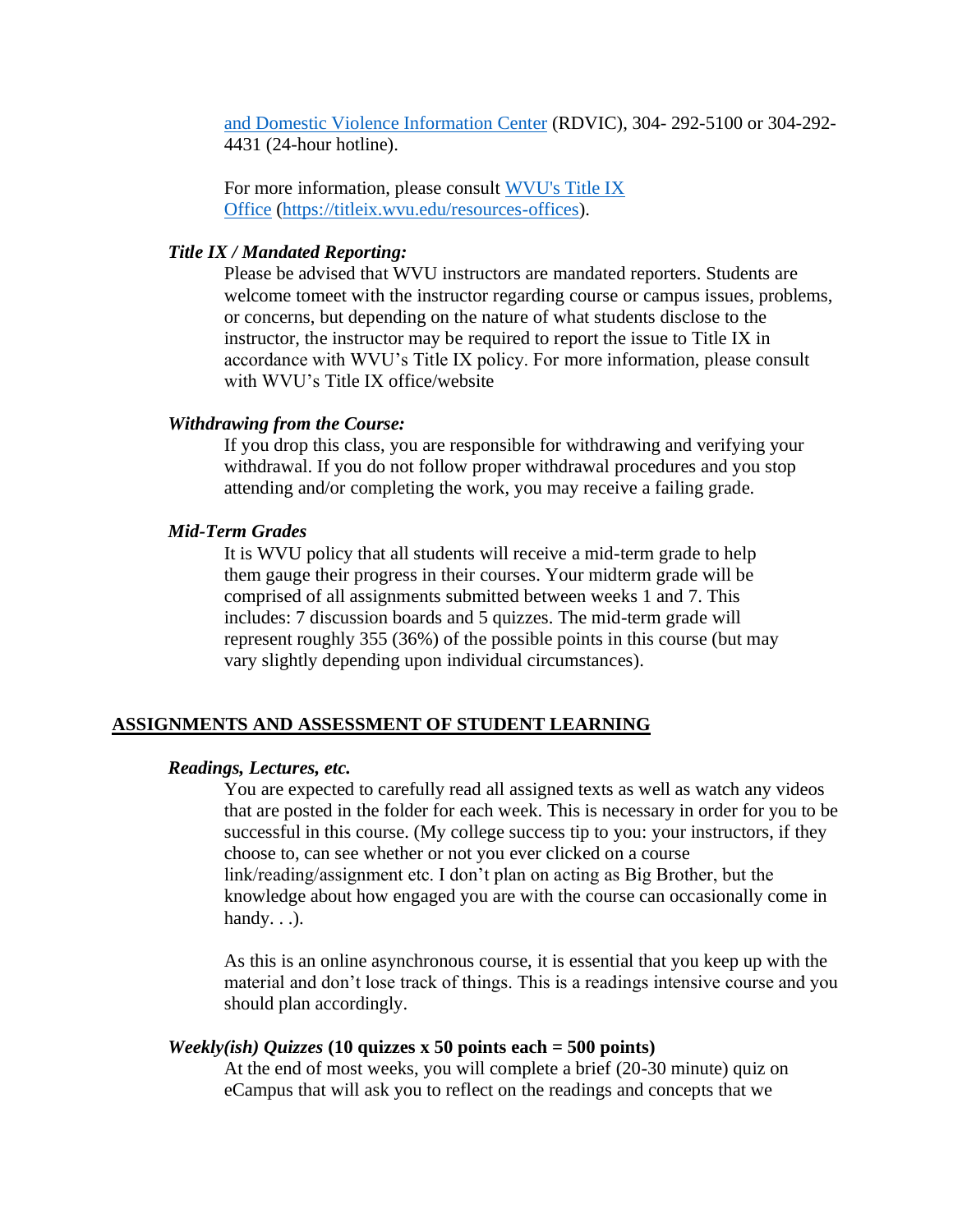[and Domestic Violence Information Center](#) (RDVIC), 304- 292-5100 or 304-292-4431 (24-hour hotline).

For more information, please consult [WVU's Title IX Office](https://titleix.wvu.edu/resources-offices) (https://titleix.wvu.edu/resources-offices).

### *Title IX / Mandated Reporting:*

Please be advised that WVU instructors are mandated reporters. Students are welcome tomeet with the instructor regarding course or campus issues, problems, or concerns, but depending on the nature of what students disclose to the instructor, the instructor may be required to report the issue to Title IX in accordance with WVU's Title IX policy. For more information, please consult with WVU's Title IX office/website

### *Withdrawing from the Course:*

If you drop this class, you are responsible for withdrawing and verifying your withdrawal. If you do not follow proper withdrawal procedures and you stop attending and/or completing the work, you may receive a failing grade.

### *Mid-Term Grades*

It is WVU policy that all students will receive a mid-term grade to help them gauge their progress in their courses. Your midterm grade will be comprised of all assignments submitted between weeks 1 and 7. This includes: 7 discussion boards and 5 quizzes. The mid-term grade will represent roughly 355 (36%) of the possible points in this course (but may vary slightly depending upon individual circumstances).

## ASSIGNMENTS AND ASSESSMENT OF STUDENT LEARNING

### *Readings, Lectures, etc.*

You are expected to carefully read all assigned texts as well as watch any videos that are posted in the folder for each week. This is necessary in order for you to be successful in this course. (My college success tip to you: your instructors, if they choose to, can see whether or not you ever clicked on a course link/reading/assignment etc. I don't plan on acting as Big Brother, but the knowledge about how engaged you are with the course can occasionally come in handy. . .).

As this is an online asynchronous course, it is essential that you keep up with the material and don't lose track of things. This is a readings intensive course and you should plan accordingly.

### *Weekly(ish) Quizzes* **(10 quizzes x 50 points each = 500 points)**

At the end of most weeks, you will complete a brief (20-30 minute) quiz on eCampus that will ask you to reflect on the readings and concepts that we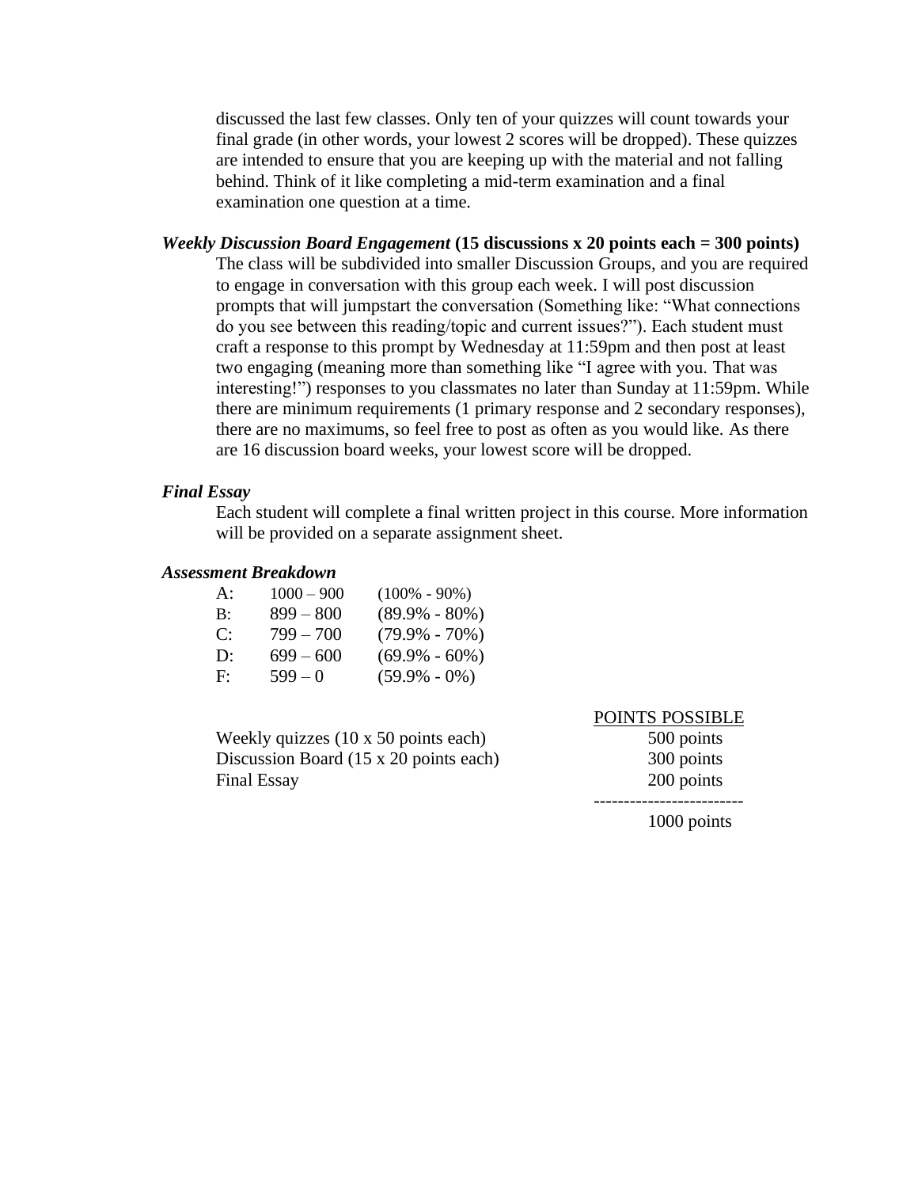discussed the last few classes. Only ten of your quizzes will count towards your final grade (in other words, your lowest 2 scores will be dropped). These quizzes are intended to ensure that you are keeping up with the material and not falling behind. Think of it like completing a mid-term examination and a final examination one question at a time.

***Weekly Discussion Board Engagement* (15 discussions x 20 points each = 300 points)**

The class will be subdivided into smaller Discussion Groups, and you are required to engage in conversation with this group each week. I will post discussion prompts that will jumpstart the conversation (Something like: "What connections do you see between this reading/topic and current issues?"). Each student must craft a response to this prompt by Wednesday at 11:59pm and then post at least two engaging (meaning more than something like "I agree with you. That was interesting!") responses to you classmates no later than Sunday at 11:59pm. While there are minimum requirements (1 primary response and 2 secondary responses), there are no maximums, so feel free to post as often as you would like. As there are 16 discussion board weeks, your lowest score will be dropped.

***Final Essay***

Each student will complete a final written project in this course. More information will be provided on a separate assignment sheet.

***Assessment Breakdown***

| | | |
|---|---|---|
| A: | 1000 – 900 | (100% - 90%) |
| B: | 899 – 800 | (89.9% - 80%) |
| C: | 799 – 700 | (79.9% - 70%) |
| D: | 699 – 600 | (69.9% - 60%) |
| F: | 599 – 0 | (59.9% - 0%) |

| | POINTS POSSIBLE |
|---|---|
| Weekly quizzes (10 x 50 points each) | 500 points |
| Discussion Board (15 x 20 points each) | 300 points |
| Final Essay | 200 points |
| | 1000 points |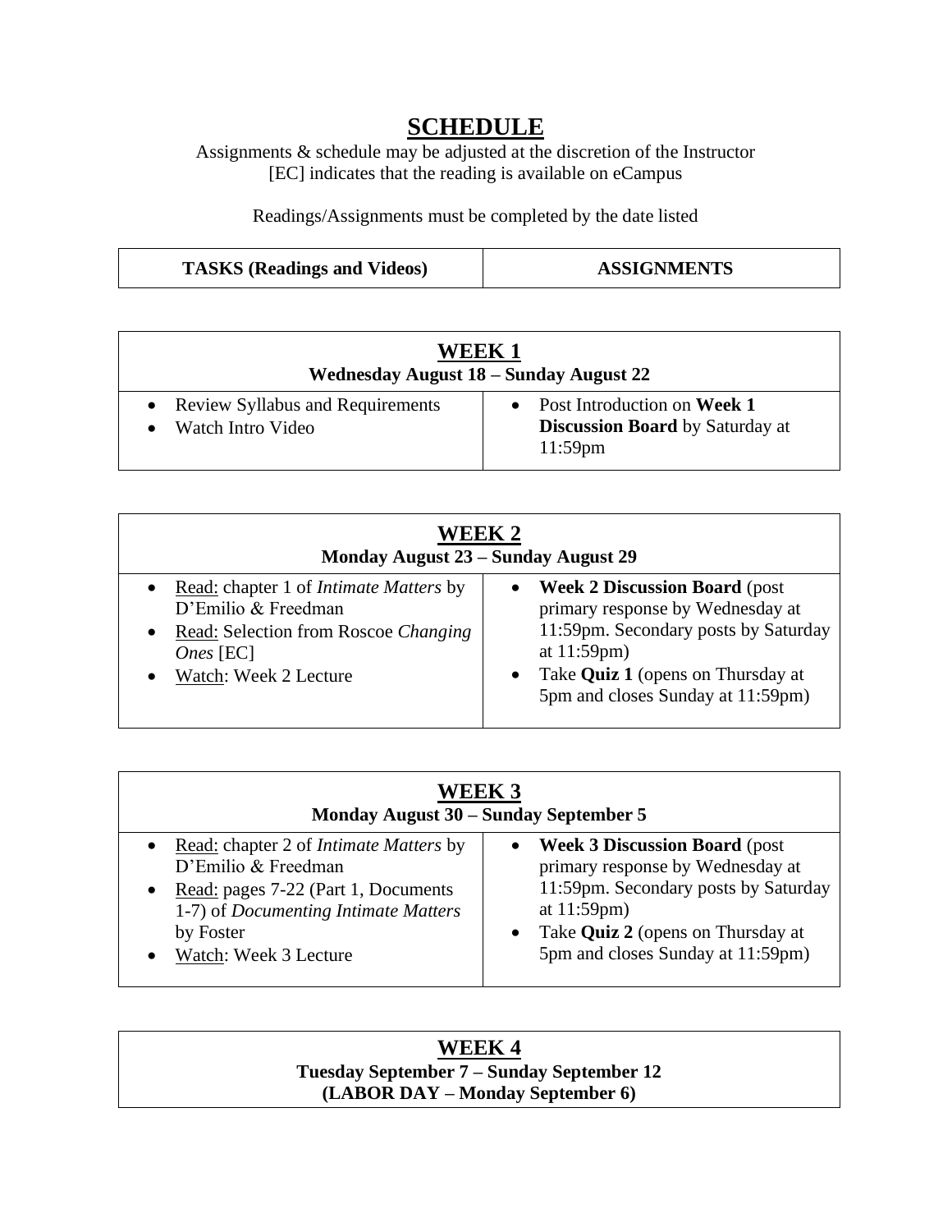# SCHEDULE

Assignments & schedule may be adjusted at the discretion of the Instructor
[EC] indicates that the reading is available on eCampus

Readings/Assignments must be completed by the date listed

| TASKS (Readings and Videos) | ASSIGNMENTS |
|---|---|

## WEEK 1
**Wednesday August 18 – Sunday August 22**

| | |
|---|---|
| • Review Syllabus and Requirements<br>• Watch Intro Video | • Post Introduction on **Week 1 Discussion Board** by Saturday at 11:59pm |

## WEEK 2
**Monday August 23 – Sunday August 29**

| | |
|---|---|
| • Read: chapter 1 of *Intimate Matters* by D'Emilio & Freedman<br>• Read: Selection from Roscoe *Changing Ones* [EC]<br>• Watch: Week 2 Lecture | • **Week 2 Discussion Board** (post primary response by Wednesday at 11:59pm. Secondary posts by Saturday at 11:59pm)<br>• Take **Quiz 1** (opens on Thursday at 5pm and closes Sunday at 11:59pm) |

## WEEK 3
**Monday August 30 – Sunday September 5**

| | |
|---|---|
| • Read: chapter 2 of *Intimate Matters* by D'Emilio & Freedman<br>• Read: pages 7-22 (Part 1, Documents 1-7) of *Documenting Intimate Matters* by Foster<br>• Watch: Week 3 Lecture | • **Week 3 Discussion Board** (post primary response by Wednesday at 11:59pm. Secondary posts by Saturday at 11:59pm)<br>• Take **Quiz 2** (opens on Thursday at 5pm and closes Sunday at 11:59pm) |

## WEEK 4
**Tuesday September 7 – Sunday September 12**
**(LABOR DAY – Monday September 6)**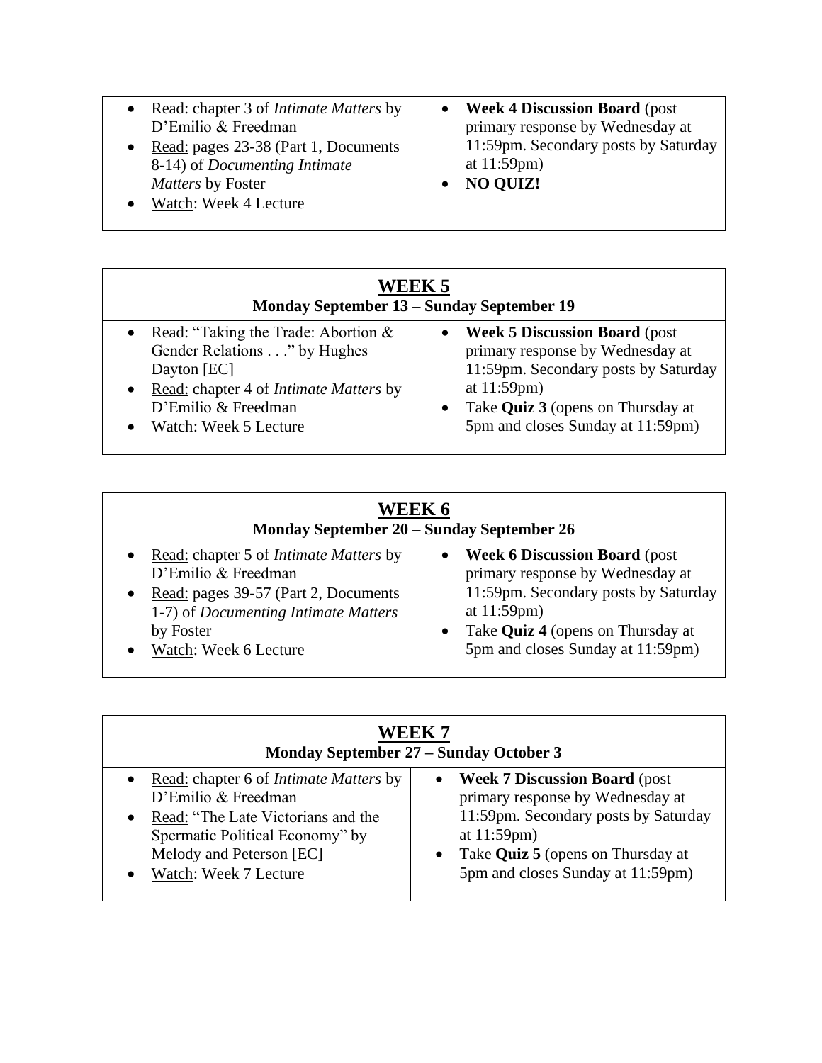| | |
|---|---|
| <ul><li><u>Read:</u> chapter 3 of *Intimate Matters* by D'Emilio & Freedman</li><li><u>Read:</u> pages 23-38 (Part 1, Documents 8-14) of *Documenting Intimate Matters* by Foster</li><li><u>Watch</u>: Week 4 Lecture</li></ul> | <ul><li>**Week 4 Discussion Board** (post primary response by Wednesday at 11:59pm. Secondary posts by Saturday at 11:59pm)</li><li>**NO QUIZ!**</li></ul> |

## WEEK 5

**Monday September 13 – Sunday September 19**

| | |
|---|---|
| <ul><li><u>Read:</u> "Taking the Trade: Abortion & Gender Relations . . ." by Hughes Dayton [EC]</li><li><u>Read:</u> chapter 4 of *Intimate Matters* by D'Emilio & Freedman</li><li><u>Watch</u>: Week 5 Lecture</li></ul> | <ul><li>**Week 5 Discussion Board** (post primary response by Wednesday at 11:59pm. Secondary posts by Saturday at 11:59pm)</li><li>Take **Quiz 3** (opens on Thursday at 5pm and closes Sunday at 11:59pm)</li></ul> |

## WEEK 6

**Monday September 20 – Sunday September 26**

| | |
|---|---|
| <ul><li><u>Read:</u> chapter 5 of *Intimate Matters* by D'Emilio & Freedman</li><li><u>Read:</u> pages 39-57 (Part 2, Documents 1-7) of *Documenting Intimate Matters* by Foster</li><li><u>Watch</u>: Week 6 Lecture</li></ul> | <ul><li>**Week 6 Discussion Board** (post primary response by Wednesday at 11:59pm. Secondary posts by Saturday at 11:59pm)</li><li>Take **Quiz 4** (opens on Thursday at 5pm and closes Sunday at 11:59pm)</li></ul> |

## WEEK 7

**Monday September 27 – Sunday October 3**

| | |
|---|---|
| <ul><li><u>Read:</u> chapter 6 of *Intimate Matters* by D'Emilio & Freedman</li><li><u>Read:</u> "The Late Victorians and the Spermatic Political Economy" by Melody and Peterson [EC]</li><li><u>Watch</u>: Week 7 Lecture</li></ul> | <ul><li>**Week 7 Discussion Board** (post primary response by Wednesday at 11:59pm. Secondary posts by Saturday at 11:59pm)</li><li>Take **Quiz 5** (opens on Thursday at 5pm and closes Sunday at 11:59pm)</li></ul> |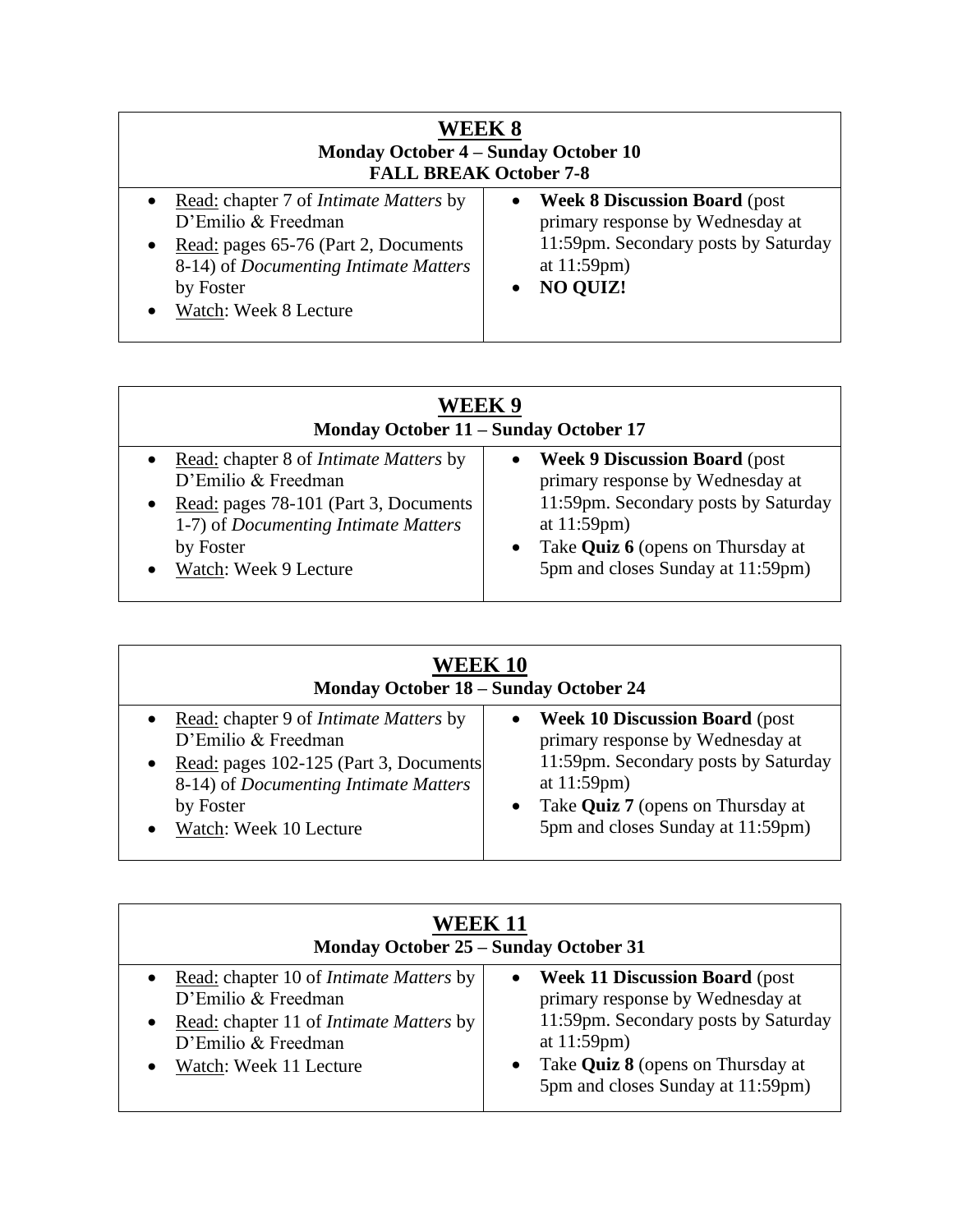## WEEK 8

**Monday October 4 – Sunday October 10**

**FALL BREAK October 7-8**

| Readings & Lectures | Assignments |
| --- | --- |
| • Read: chapter 7 of *Intimate Matters* by D'Emilio & Freedman<br>• Read: pages 65-76 (Part 2, Documents 8-14) of *Documenting Intimate Matters* by Foster<br>• Watch: Week 8 Lecture | • **Week 8 Discussion Board** (post primary response by Wednesday at 11:59pm. Secondary posts by Saturday at 11:59pm)<br>• **NO QUIZ!** |

## WEEK 9

**Monday October 11 – Sunday October 17**

| Readings & Lectures | Assignments |
| --- | --- |
| • Read: chapter 8 of *Intimate Matters* by D'Emilio & Freedman<br>• Read: pages 78-101 (Part 3, Documents 1-7) of *Documenting Intimate Matters* by Foster<br>• Watch: Week 9 Lecture | • **Week 9 Discussion Board** (post primary response by Wednesday at 11:59pm. Secondary posts by Saturday at 11:59pm)<br>• Take **Quiz 6** (opens on Thursday at 5pm and closes Sunday at 11:59pm) |

## WEEK 10

**Monday October 18 – Sunday October 24**

| Readings & Lectures | Assignments |
| --- | --- |
| • Read: chapter 9 of *Intimate Matters* by D'Emilio & Freedman<br>• Read: pages 102-125 (Part 3, Documents 8-14) of *Documenting Intimate Matters* by Foster<br>• Watch: Week 10 Lecture | • **Week 10 Discussion Board** (post primary response by Wednesday at 11:59pm. Secondary posts by Saturday at 11:59pm)<br>• Take **Quiz 7** (opens on Thursday at 5pm and closes Sunday at 11:59pm) |

## WEEK 11

**Monday October 25 – Sunday October 31**

| Readings & Lectures | Assignments |
| --- | --- |
| • Read: chapter 10 of *Intimate Matters* by D'Emilio & Freedman<br>• Read: chapter 11 of *Intimate Matters* by D'Emilio & Freedman<br>• Watch: Week 11 Lecture | • **Week 11 Discussion Board** (post primary response by Wednesday at 11:59pm. Secondary posts by Saturday at 11:59pm)<br>• Take **Quiz 8** (opens on Thursday at 5pm and closes Sunday at 11:59pm) |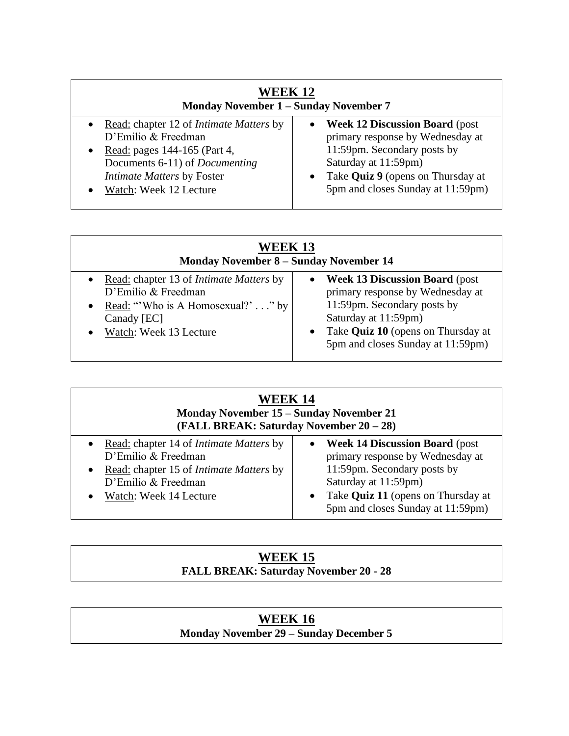## WEEK 12

**Monday November 1 – Sunday November 7**

- Read: chapter 12 of *Intimate Matters* by D'Emilio & Freedman
- Read: pages 144-165 (Part 4, Documents 6-11) of *Documenting Intimate Matters* by Foster
- Watch: Week 12 Lecture

- **Week 12 Discussion Board** (post primary response by Wednesday at 11:59pm. Secondary posts by Saturday at 11:59pm)
- Take **Quiz 9** (opens on Thursday at 5pm and closes Sunday at 11:59pm)

## WEEK 13

**Monday November 8 – Sunday November 14**

- Read: chapter 13 of *Intimate Matters* by D'Emilio & Freedman
- Read: "'Who is A Homosexual?' . . ." by Canady [EC]
- Watch: Week 13 Lecture

- **Week 13 Discussion Board** (post primary response by Wednesday at 11:59pm. Secondary posts by Saturday at 11:59pm)
- Take **Quiz 10** (opens on Thursday at 5pm and closes Sunday at 11:59pm)

## WEEK 14

**Monday November 15 – Sunday November 21**
**(FALL BREAK: Saturday November 20 – 28)**

- Read: chapter 14 of *Intimate Matters* by D'Emilio & Freedman
- Read: chapter 15 of *Intimate Matters* by D'Emilio & Freedman
- Watch: Week 14 Lecture

- **Week 14 Discussion Board** (post primary response by Wednesday at 11:59pm. Secondary posts by Saturday at 11:59pm)
- Take **Quiz 11** (opens on Thursday at 5pm and closes Sunday at 11:59pm)

## WEEK 15

**FALL BREAK: Saturday November 20 - 28**

## WEEK 16

**Monday November 29 – Sunday December 5**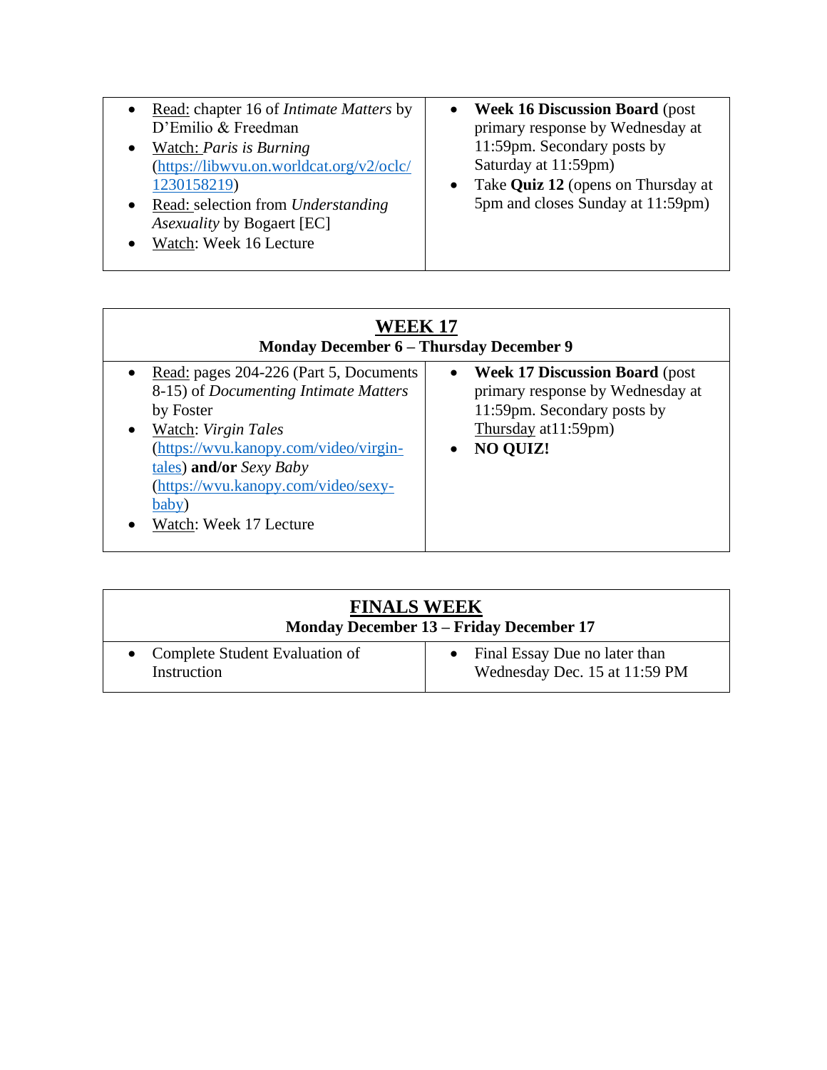| | |
|---|---|
| • Read: chapter 16 of *Intimate Matters* by D'Emilio & Freedman<br>• Watch: *Paris is Burning* (https://libwvu.on.worldcat.org/v2/oclc/1230158219)<br>• Read: selection from *Understanding Asexuality* by Bogaert [EC]<br>• Watch: Week 16 Lecture | • **Week 16 Discussion Board** (post primary response by Wednesday at 11:59pm. Secondary posts by Saturday at 11:59pm)<br>• Take **Quiz 12** (opens on Thursday at 5pm and closes Sunday at 11:59pm) |

| **WEEK 17**<br>**Monday December 6 – Thursday December 9** | |
|---|---|
| • Read: pages 204-226 (Part 5, Documents 8-15) of *Documenting Intimate Matters* by Foster<br>• Watch: *Virgin Tales* (https://wvu.kanopy.com/video/virgin-tales) **and/or** *Sexy Baby* (https://wvu.kanopy.com/video/sexy-baby)<br>• Watch: Week 17 Lecture | • **Week 17 Discussion Board** (post primary response by Wednesday at 11:59pm. Secondary posts by Thursday at11:59pm)<br>• **NO QUIZ!** |

| **FINALS WEEK**<br>**Monday December 13 – Friday December 17** | |
|---|---|
| • Complete Student Evaluation of Instruction | • Final Essay Due no later than Wednesday Dec. 15 at 11:59 PM |